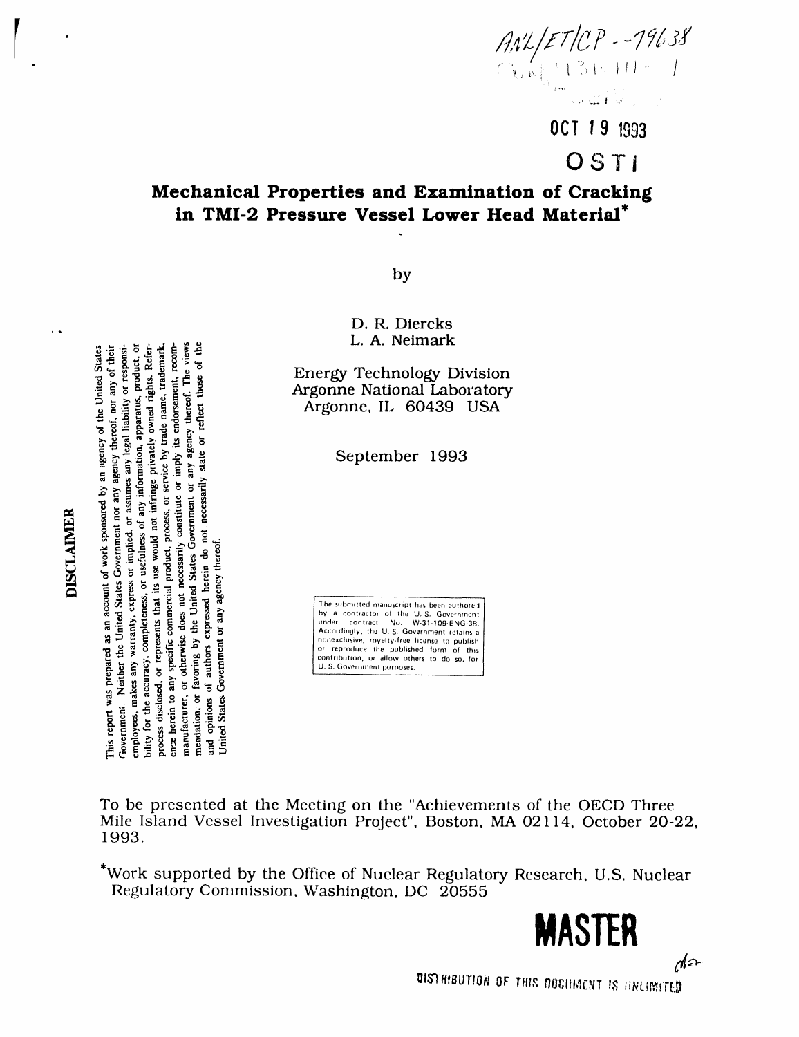ANL/ET/CP--79638

CONF-9310111--1

OCT 19 1993

OSTI

# Mechanical Properties and Examination of Cracking in TMI-2 Pressure Vessel Lower Head Material*

by

D. R. Diercks
L. A. Neimark

Energy Technology Division
Argonne National Laboratory
Argonne, IL 60439 USA

September 1993

**DISCLAIMER**

This report was prepared as an account of work sponsored by an agency of the United States Government. Neither the United States Government nor any agency thereof, nor any of their employees, makes any warranty, express or implied, or assumes any legal liability or responsibility for the accuracy, completeness, or usefulness of any information, apparatus, product, or process disclosed, or represents that its use would not infringe privately owned rights. Reference herein to any specific commercial product, process, or service by trade name, trademark, manufacturer, or otherwise does not necessarily constitute or imply its endorsement, recommendation, or favoring by the United States Government or any agency thereof. The views and opinions of authors expressed herein do not necessarily state or reflect those of the United States Government or any agency thereof.

The submitted manuscript has been authored by a contractor of the U. S. Government under contract No. W-31-109-ENG-38. Accordingly, the U. S. Government retains a nonexclusive, royalty-free license to publish or reproduce the published form of this contribution, or allow others to do so, for U. S. Government purposes.

To be presented at the Meeting on the "Achievements of the OECD Three Mile Island Vessel Investigation Project", Boston, MA 02114, October 20-22, 1993.

*Work supported by the Office of Nuclear Regulatory Research, U.S. Nuclear Regulatory Commission, Washington, DC 20555

**MASTER**

DISTRIBUTION OF THIS DOCUMENT IS UNLIMITED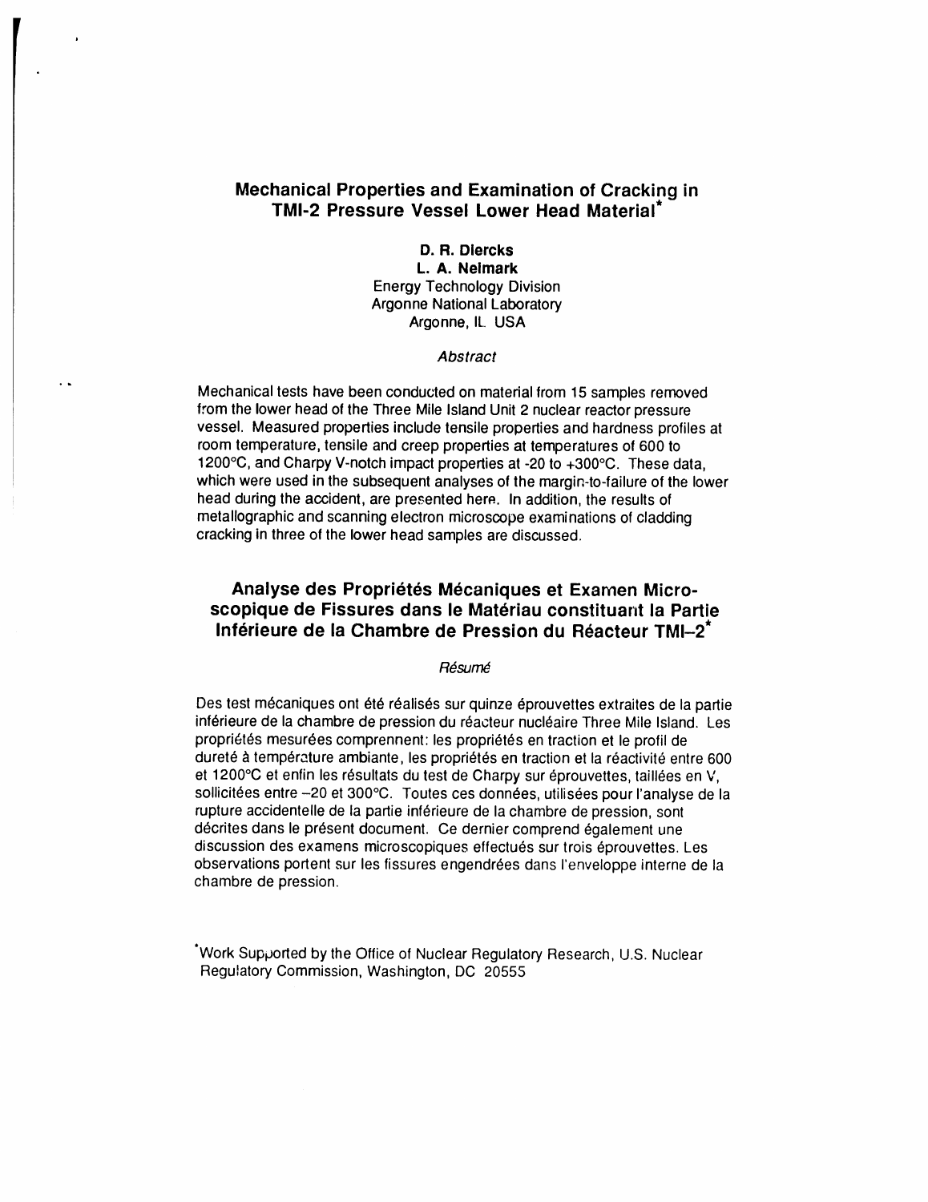# Mechanical Properties and Examination of Cracking in TMI-2 Pressure Vessel Lower Head Material*

**D. R. Diercks**
**L. A. Neimark**
Energy Technology Division
Argonne National Laboratory
Argonne, IL USA

*Abstract*

Mechanical tests have been conducted on material from 15 samples removed from the lower head of the Three Mile Island Unit 2 nuclear reactor pressure vessel. Measured properties include tensile properties and hardness profiles at room temperature, tensile and creep properties at temperatures of 600 to 1200°C, and Charpy V-notch impact properties at -20 to +300°C. These data, which were used in the subsequent analyses of the margin-to-failure of the lower head during the accident, are presented here. In addition, the results of metallographic and scanning electron microscope examinations of cladding cracking in three of the lower head samples are discussed.

# Analyse des Propriétés Mécaniques et Examen Microscopique de Fissures dans le Matériau constituant la Partie Inférieure de la Chambre de Pression du Réacteur TMI–2*

*Résumé*

Des test mécaniques ont été réalisés sur quinze éprouvettes extraites de la partie inférieure de la chambre de pression du réacteur nucléaire Three Mile Island. Les propriétés mesurées comprennent: les propriétés en traction et le profil de dureté à température ambiante, les propriétés en traction et la réactivité entre 600 et 1200°C et enfin les résultats du test de Charpy sur éprouvettes, taillées en V, sollicitées entre –20 et 300°C. Toutes ces données, utilisées pour l'analyse de la rupture accidentelle de la partie inférieure de la chambre de pression, sont décrites dans le présent document. Ce dernier comprend également une discussion des examens microscopiques effectués sur trois éprouvettes. Les observations portent sur les fissures engendrées dans l'enveloppe interne de la chambre de pression.

*Work Supported by the Office of Nuclear Regulatory Research, U.S. Nuclear Regulatory Commission, Washington, DC 20555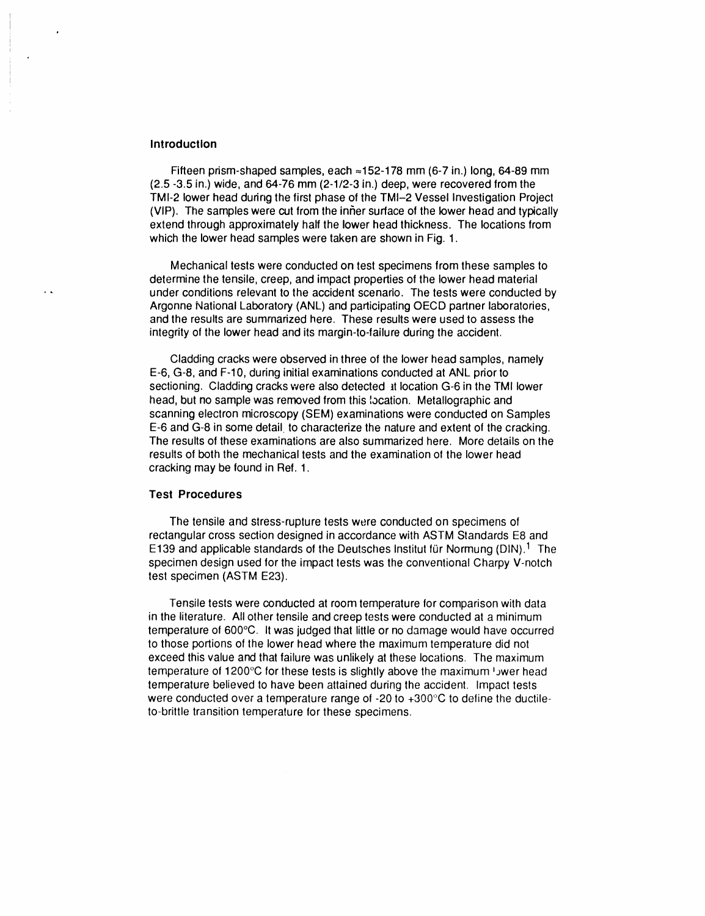### Introduction

Fifteen prism-shaped samples, each ≈152-178 mm (6-7 in.) long, 64-89 mm (2.5 -3.5 in.) wide, and 64-76 mm (2-1/2-3 in.) deep, were recovered from the TMI-2 lower head during the first phase of the TMI–2 Vessel Investigation Project (VIP). The samples were cut from the inner surface of the lower head and typically extend through approximately half the lower head thickness. The locations from which the lower head samples were taken are shown in Fig. 1.

Mechanical tests were conducted on test specimens from these samples to determine the tensile, creep, and impact properties of the lower head material under conditions relevant to the accident scenario. The tests were conducted by Argonne National Laboratory (ANL) and participating OECD partner laboratories, and the results are summarized here. These results were used to assess the integrity of the lower head and its margin-to-failure during the accident.

Cladding cracks were observed in three of the lower head samples, namely E-6, G-8, and F-10, during initial examinations conducted at ANL prior to sectioning. Cladding cracks were also detected at location G-6 in the TMI lower head, but no sample was removed from this location. Metallographic and scanning electron microscopy (SEM) examinations were conducted on Samples E-6 and G-8 in some detail to characterize the nature and extent of the cracking. The results of these examinations are also summarized here. More details on the results of both the mechanical tests and the examination of the lower head cracking may be found in Ref. 1.

### Test Procedures

The tensile and stress-rupture tests were conducted on specimens of rectangular cross section designed in accordance with ASTM Standards E8 and E139 and applicable standards of the Deutsches Institut für Normung (DIN).[1] The specimen design used for the impact tests was the conventional Charpy V-notch test specimen (ASTM E23).

Tensile tests were conducted at room temperature for comparison with data in the literature. All other tensile and creep tests were conducted at a minimum temperature of 600°C. It was judged that little or no damage would have occurred to those portions of the lower head where the maximum temperature did not exceed this value and that failure was unlikely at these locations. The maximum temperature of 1200°C for these tests is slightly above the maximum lower head temperature believed to have been attained during the accident. Impact tests were conducted over a temperature range of -20 to +300°C to define the ductile-to-brittle transition temperature for these specimens.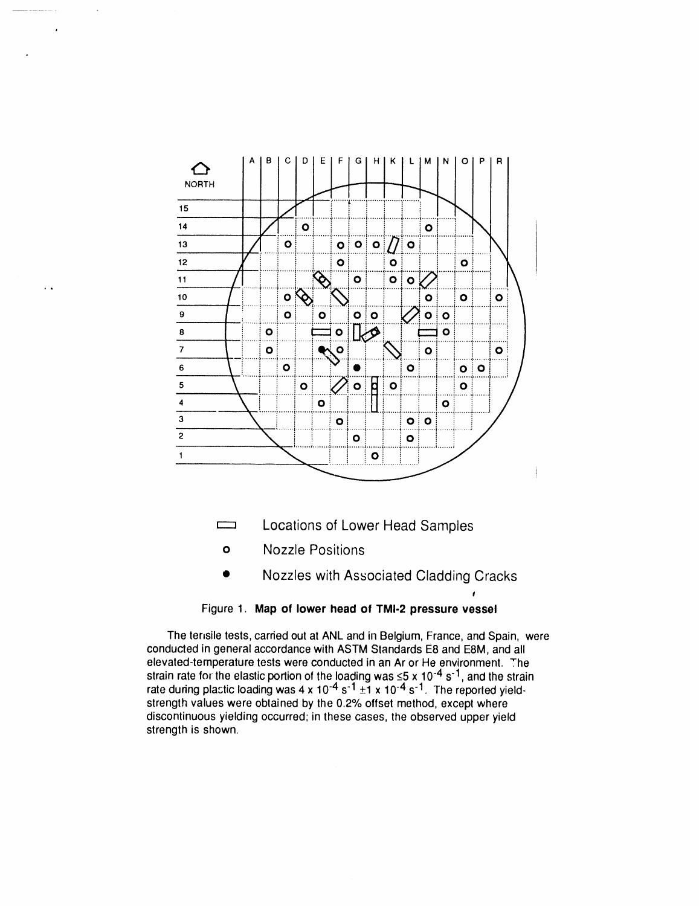Locations of Lower Head Samples

Nozzle Positions

Nozzles with Associated Cladding Cracks

Figure 1. **Map of lower head of TMI-2 pressure vessel**

The tensile tests, carried out at ANL and in Belgium, France, and Spain, were conducted in general accordance with ASTM Standards E8 and E8M, and all elevated-temperature tests were conducted in an Ar or He environment. The strain rate for the elastic portion of the loading was $\leq 5 \times 10^{-4}\ s^{-1}$, and the strain rate during plastic loading was $4 \times 10^{-4}\ s^{-1} \pm 1 \times 10^{-4}\ s^{-1}$. The reported yield-strength values were obtained by the 0.2% offset method, except where discontinuous yielding occurred; in these cases, the observed upper yield strength is shown.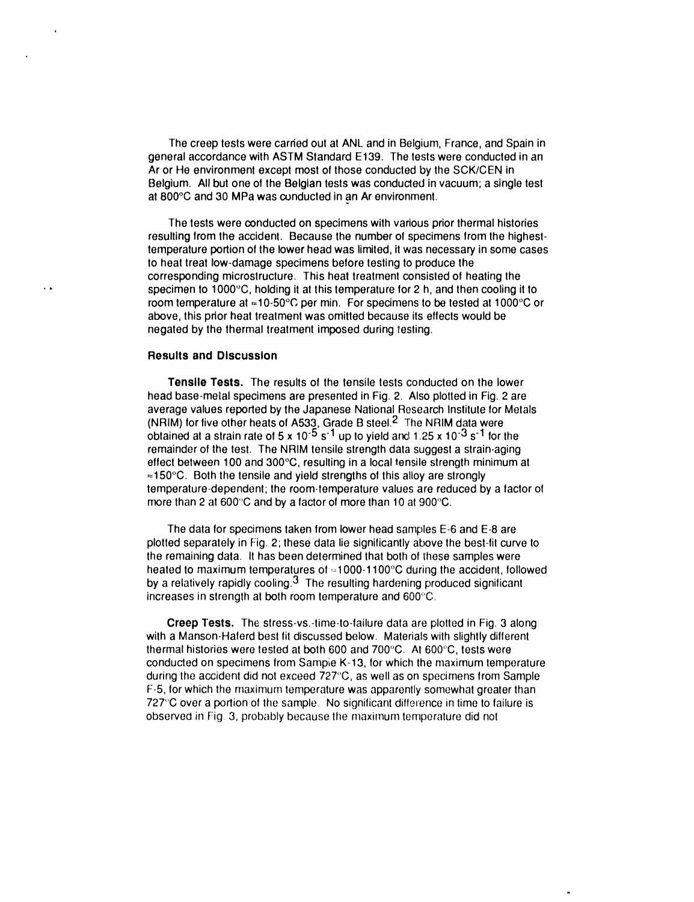The creep tests were carried out at ANL and in Belgium, France, and Spain in general accordance with ASTM Standard E139. The tests were conducted in an Ar or He environment except most of those conducted by the SCK/CEN in Belgium. All but one of the Belgian tests was conducted in vacuum; a single test at 800°C and 30 MPa was conducted in an Ar environment.

The tests were conducted on specimens with various prior thermal histories resulting from the accident. Because the number of specimens from the highest-temperature portion of the lower head was limited, it was necessary in some cases to heat treat low-damage specimens before testing to produce the corresponding microstructure. This heat treatment consisted of heating the specimen to 1000°C, holding it at this temperature for 2 h, and then cooling it to room temperature at ≈10-50°C per min. For specimens to be tested at 1000°C or above, this prior heat treatment was omitted because its effects would be negated by the thermal treatment imposed during testing.

### Results and Discussion

**Tensile Tests.** The results of the tensile tests conducted on the lower head base-metal specimens are presented in Fig. 2. Also plotted in Fig. 2 are average values reported by the Japanese National Research Institute for Metals (NRIM) for five other heats of A533, Grade B steel.[2] The NRIM data were obtained at a strain rate of $5 \times 10^{-5}$ $s^{-1}$ up to yield and $1.25 \times 10^{-3}$ $s^{-1}$ for the remainder of the test. The NRIM tensile strength data suggest a strain-aging effect between 100 and 300°C, resulting in a local tensile strength minimum at ≈150°C. Both the tensile and yield strengths of this alloy are strongly temperature-dependent; the room-temperature values are reduced by a factor of more than 2 at 600°C and by a factor of more than 10 at 900°C.

The data for specimens taken from lower head samples E-6 and E-8 are plotted separately in Fig. 2; these data lie significantly above the best-fit curve to the remaining data. It has been determined that both of these samples were heated to maximum temperatures of ≈1000-1100°C during the accident, followed by a relatively rapidly cooling.[3] The resulting hardening produced significant increases in strength at both room temperature and 600°C.

**Creep Tests.** The stress-vs.-time-to-failure data are plotted in Fig. 3 along with a Manson-Haferd best fit discussed below. Materials with slightly different thermal histories were tested at both 600 and 700°C. At 600°C, tests were conducted on specimens from Sample K-13, for which the maximum temperature during the accident did not exceed 727°C, as well as on specimens from Sample F-5, for which the maximum temperature was apparently somewhat greater than 727°C over a portion of the sample. No significant difference in time to failure is observed in Fig. 3, probably because the maximum temperature did not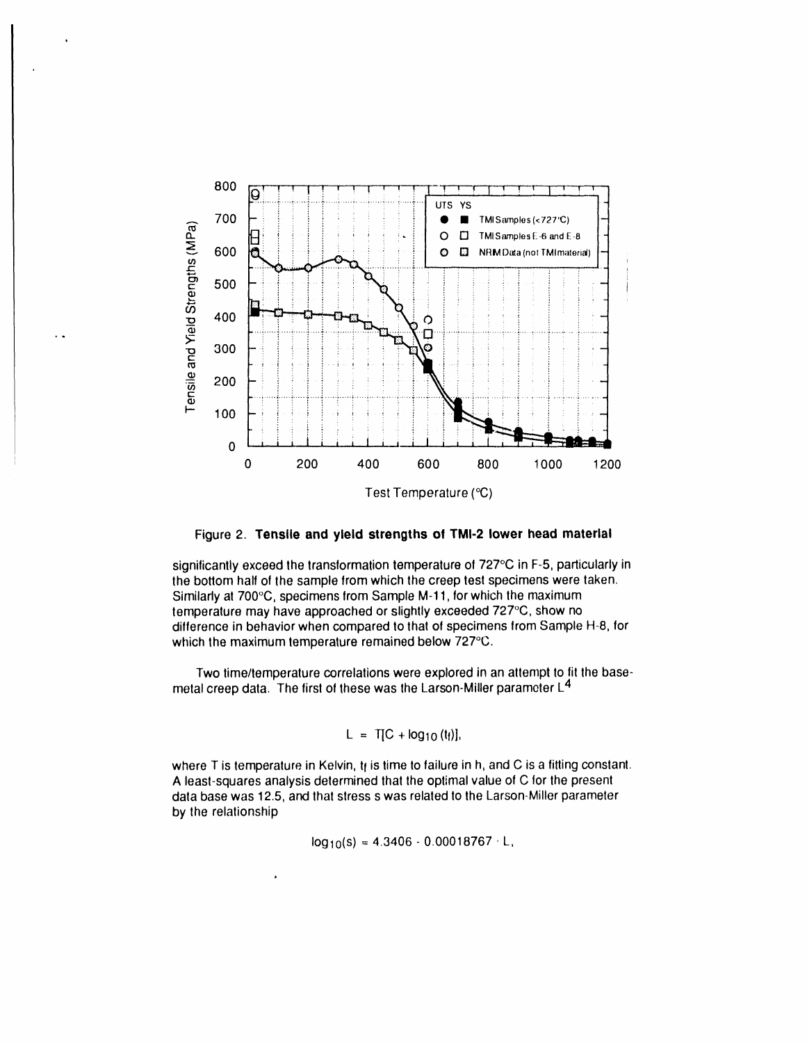Figure 2. **Tensile and yield strengths of TMI-2 lower head material**

significantly exceed the transformation temperature of 727°C in F-5, particularly in the bottom half of the sample from which the creep test specimens were taken. Similarly at 700°C, specimens from Sample M-11, for which the maximum temperature may have approached or slightly exceeded 727°C, show no difference in behavior when compared to that of specimens from Sample H-8, for which the maximum temperature remained below 727°C.

Two time/temperature correlations were explored in an attempt to fit the base-metal creep data. The first of these was the Larson-Miller parameter L[4]

$$L = T[C + \log_{10}(t_f)],$$

where T is temperature in Kelvin, $t_f$ is time to failure in h, and C is a fitting constant. A least-squares analysis determined that the optimal value of C for the present data base was 12.5, and that stress s was related to the Larson-Miller parameter by the relationship

$$\log_{10}(s) = 4.3406 - 0.00018767 \cdot L,$$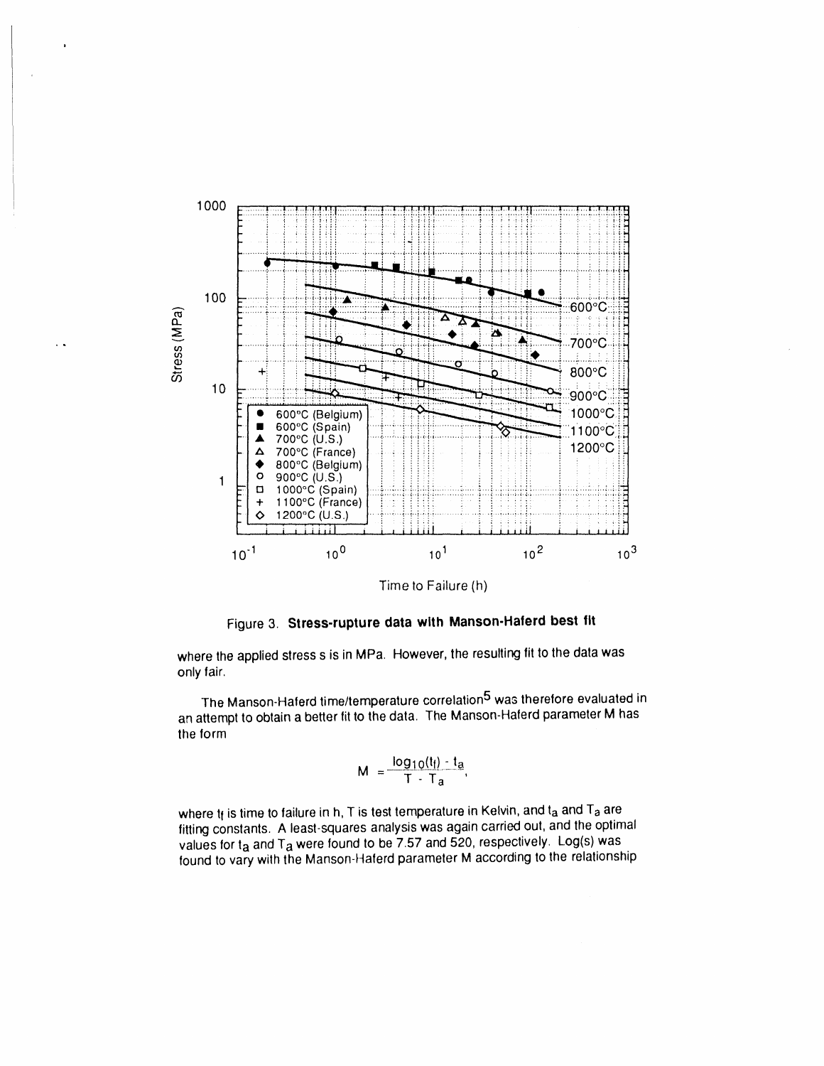Figure 3. **Stress-rupture data with Manson-Haferd best fit**

where the applied stress s is in MPa. However, the resulting fit to the data was only fair.

The Manson-Haferd time/temperature correlation[5] was therefore evaluated in an attempt to obtain a better fit to the data. The Manson-Haferd parameter M has the form

$$M = \frac{\log_{10}(t_f) - t_a}{T - T_a},$$

where $t_f$ is time to failure in h, T is test temperature in Kelvin, and $t_a$ and $T_a$ are fitting constants. A least-squares analysis was again carried out, and the optimal values for $t_a$ and $T_a$ were found to be 7.57 and 520, respectively. Log(s) was found to vary with the Manson-Haferd parameter M according to the relationship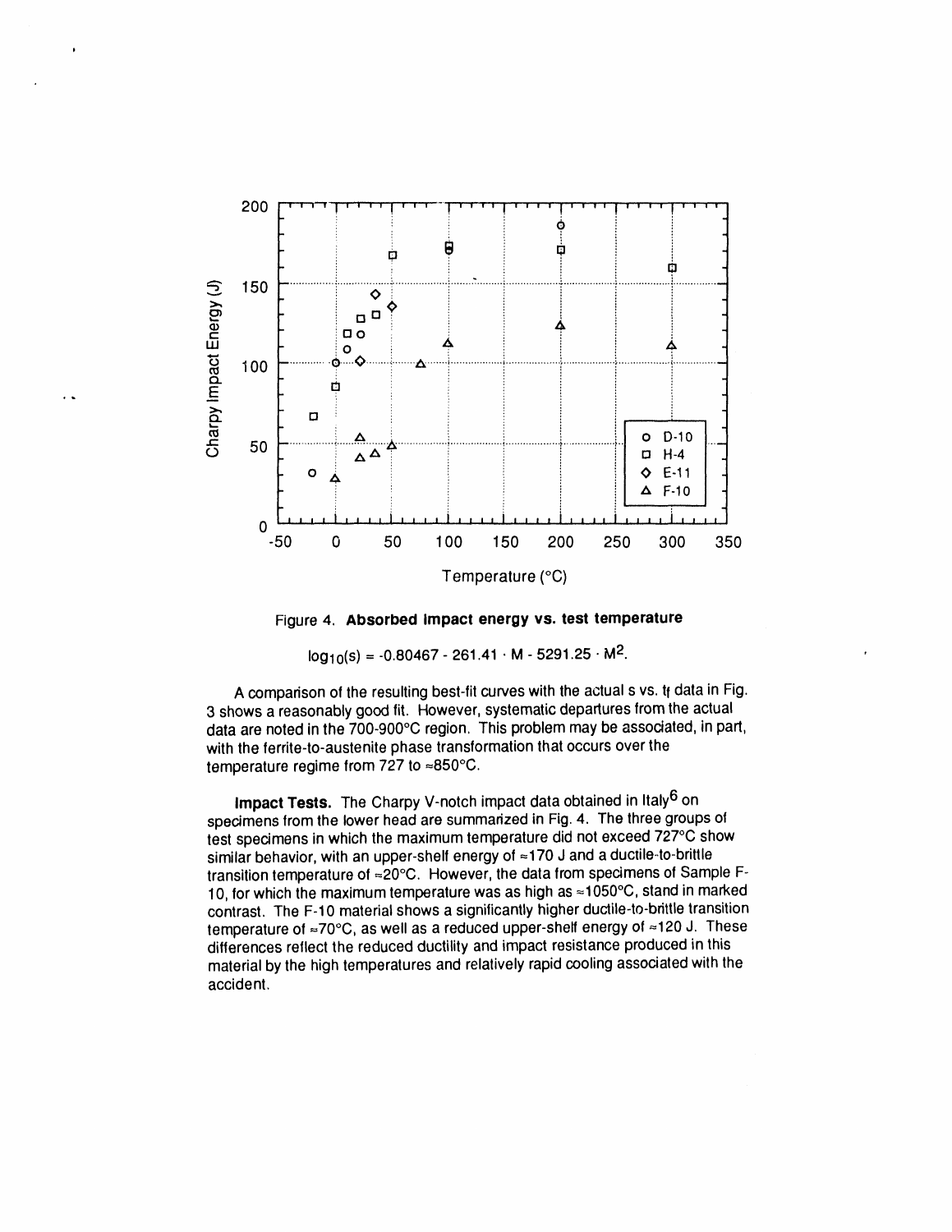Figure 4. **Absorbed impact energy vs. test temperature**

$$\log_{10}(s) = -0.80467 - 261.41 \cdot M - 5291.25 \cdot M^2.$$

A comparison of the resulting best-fit curves with the actual s vs. $t_f$ data in Fig. 3 shows a reasonably good fit. However, systematic departures from the actual data are noted in the 700-900°C region. This problem may be associated, in part, with the ferrite-to-austenite phase transformation that occurs over the temperature regime from 727 to ≈850°C.

**Impact Tests.** The Charpy V-notch impact data obtained in Italy[6] on specimens from the lower head are summarized in Fig. 4. The three groups of test specimens in which the maximum temperature did not exceed 727°C show similar behavior, with an upper-shelf energy of ≈170 J and a ductile-to-brittle transition temperature of ≈20°C. However, the data from specimens of Sample F-10, for which the maximum temperature was as high as ≈1050°C, stand in marked contrast. The F-10 material shows a significantly higher ductile-to-brittle transition temperature of ≈70°C, as well as a reduced upper-shelf energy of ≈120 J. These differences reflect the reduced ductility and impact resistance produced in this material by the high temperatures and relatively rapid cooling associated with the accident.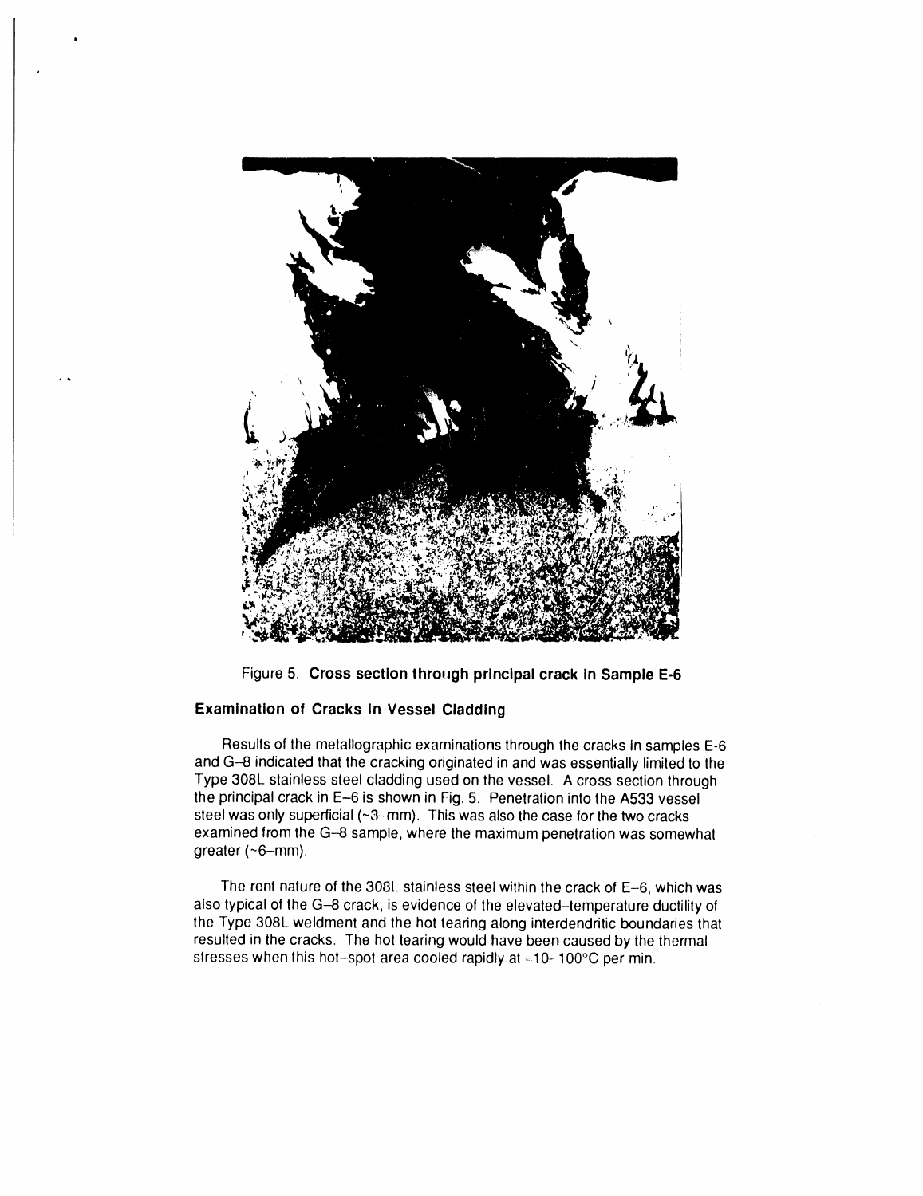Figure 5. **Cross section through principal crack in Sample E-6**

### Examination of Cracks in Vessel Cladding

Results of the metallographic examinations through the cracks in samples E-6 and G–8 indicated that the cracking originated in and was essentially limited to the Type 308L stainless steel cladding used on the vessel. A cross section through the principal crack in E–6 is shown in Fig. 5. Penetration into the A533 vessel steel was only superficial (~3–mm). This was also the case for the two cracks examined from the G–8 sample, where the maximum penetration was somewhat greater (~6–mm).

The rent nature of the 308L stainless steel within the crack of E–6, which was also typical of the G–8 crack, is evidence of the elevated–temperature ductility of the Type 308L weldment and the hot tearing along interdendritic boundaries that resulted in the cracks. The hot tearing would have been caused by the thermal stresses when this hot–spot area cooled rapidly at ≈10- 100°C per min.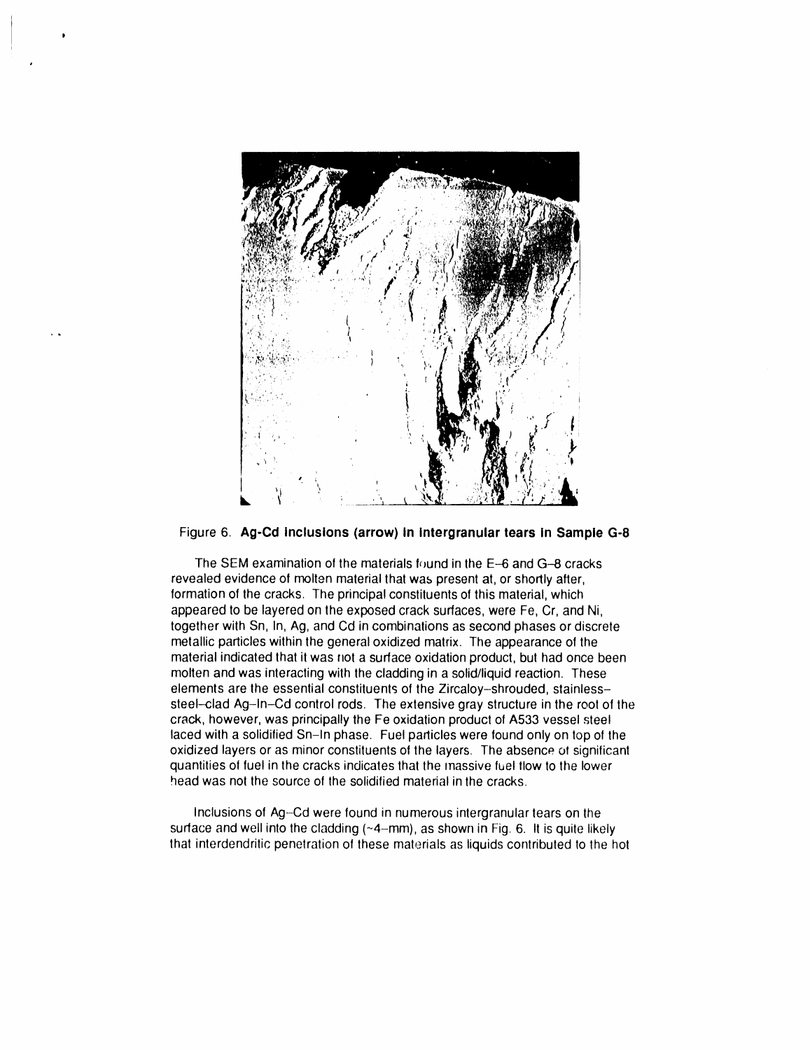Figure 6. **Ag-Cd Inclusions (arrow) in intergranular tears in Sample G-8**

The SEM examination of the materials found in the E–6 and G–8 cracks revealed evidence of molten material that was present at, or shortly after, formation of the cracks. The principal constituents of this material, which appeared to be layered on the exposed crack surfaces, were Fe, Cr, and Ni, together with Sn, In, Ag, and Cd in combinations as second phases or discrete metallic particles within the general oxidized matrix. The appearance of the material indicated that it was not a surface oxidation product, but had once been molten and was interacting with the cladding in a solid/liquid reaction. These elements are the essential constituents of the Zircaloy–shrouded, stainless–steel–clad Ag–In–Cd control rods. The extensive gray structure in the root of the crack, however, was principally the Fe oxidation product of A533 vessel steel laced with a solidified Sn–In phase. Fuel particles were found only on top of the oxidized layers or as minor constituents of the layers. The absence of significant quantities of fuel in the cracks indicates that the massive fuel flow to the lower head was not the source of the solidified material in the cracks.

Inclusions of Ag–Cd were found in numerous intergranular tears on the surface and well into the cladding (~4–mm), as shown in Fig. 6. It is quite likely that interdendritic penetration of these materials as liquids contributed to the hot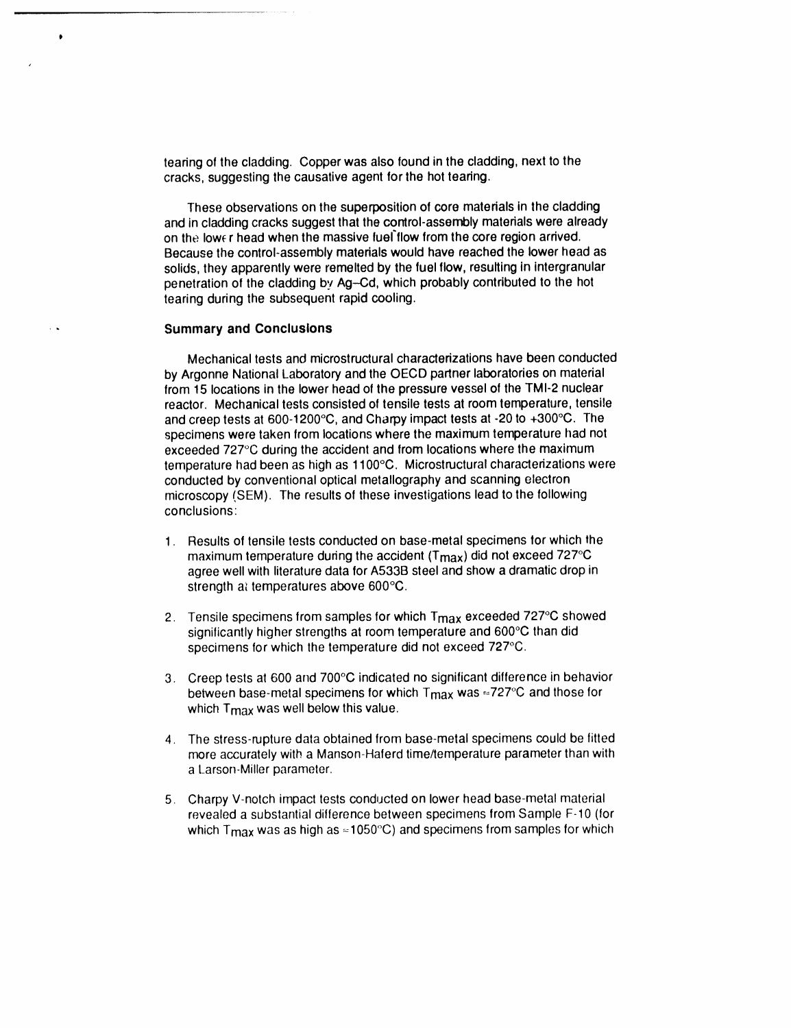tearing of the cladding. Copper was also found in the cladding, next to the cracks, suggesting the causative agent for the hot tearing.

These observations on the superposition of core materials in the cladding and in cladding cracks suggest that the control-assembly materials were already on the lower head when the massive fuel flow from the core region arrived. Because the control-assembly materials would have reached the lower head as solids, they apparently were remelted by the fuel flow, resulting in intergranular penetration of the cladding by Ag–Cd, which probably contributed to the hot tearing during the subsequent rapid cooling.

### Summary and Conclusions

Mechanical tests and microstructural characterizations have been conducted by Argonne National Laboratory and the OECD partner laboratories on material from 15 locations in the lower head of the pressure vessel of the TMI-2 nuclear reactor. Mechanical tests consisted of tensile tests at room temperature, tensile and creep tests at 600-1200°C, and Charpy impact tests at -20 to +300°C. The specimens were taken from locations where the maximum temperature had not exceeded 727°C during the accident and from locations where the maximum temperature had been as high as 1100°C. Microstructural characterizations were conducted by conventional optical metallography and scanning electron microscopy (SEM). The results of these investigations lead to the following conclusions:

1. Results of tensile tests conducted on base-metal specimens for which the maximum temperature during the accident ($T_{max}$) did not exceed 727°C agree well with literature data for A533B steel and show a dramatic drop in strength at temperatures above 600°C.

2. Tensile specimens from samples for which $T_{max}$ exceeded 727°C showed significantly higher strengths at room temperature and 600°C than did specimens for which the temperature did not exceed 727°C.

3. Creep tests at 600 and 700°C indicated no significant difference in behavior between base-metal specimens for which $T_{max}$ was ≈727°C and those for which $T_{max}$ was well below this value.

4. The stress-rupture data obtained from base-metal specimens could be fitted more accurately with a Manson-Haferd time/temperature parameter than with a Larson-Miller parameter.

5. Charpy V-notch impact tests conducted on lower head base-metal material revealed a substantial difference between specimens from Sample F-10 (for which $T_{max}$ was as high as ≈1050°C) and specimens from samples for which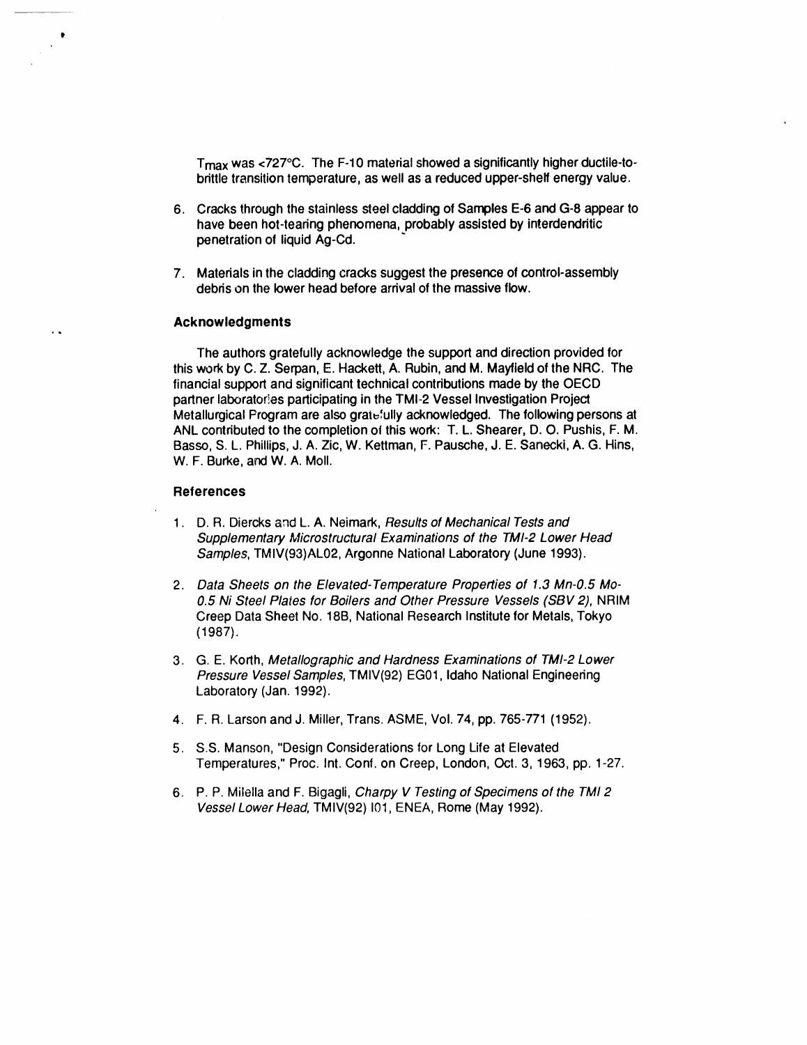$T_{max}$ was <727°C. The F-10 material showed a significantly higher ductile-to-brittle transition temperature, as well as a reduced upper-shelf energy value.

6. Cracks through the stainless steel cladding of Samples E-6 and G-8 appear to have been hot-tearing phenomena, probably assisted by interdendritic penetration of liquid Ag-Cd.

7. Materials in the cladding cracks suggest the presence of control-assembly debris on the lower head before arrival of the massive flow.

### Acknowledgments

The authors gratefully acknowledge the support and direction provided for this work by C. Z. Serpan, E. Hackett, A. Rubin, and M. Mayfield of the NRC. The financial support and significant technical contributions made by the OECD partner laboratories participating in the TMI-2 Vessel Investigation Project Metallurgical Program are also gratefully acknowledged. The following persons at ANL contributed to the completion of this work: T. L. Shearer, D. O. Pushis, F. M. Basso, S. L. Phillips, J. A. Zic, W. Kettman, F. Pausche, J. E. Sanecki, A. G. Hins, W. F. Burke, and W. A. Moll.

### References

1. D. R. Diercks and L. A. Neimark, *Results of Mechanical Tests and Supplementary Microstructural Examinations of the TMI-2 Lower Head Samples*, TMIV(93)AL02, Argonne National Laboratory (June 1993).

2. *Data Sheets on the Elevated-Temperature Properties of 1.3 Mn-0.5 Mo-0.5 Ni Steel Plates for Boilers and Other Pressure Vessels (SBV 2)*, NRIM Creep Data Sheet No. 18B, National Research Institute for Metals, Tokyo (1987).

3. G. E. Korth, *Metallographic and Hardness Examinations of TMI-2 Lower Pressure Vessel Samples*, TMIV(92) EG01, Idaho National Engineering Laboratory (Jan. 1992).

4. F. R. Larson and J. Miller, Trans. ASME, Vol. 74, pp. 765-771 (1952).

5. S.S. Manson, "Design Considerations for Long Life at Elevated Temperatures," Proc. Int. Conf. on Creep, London, Oct. 3, 1963, pp. 1-27.

6. P. P. Milella and F. Bigagli, *Charpy V Testing of Specimens of the TMI 2 Vessel Lower Head*, TMIV(92) I01, ENEA, Rome (May 1992).